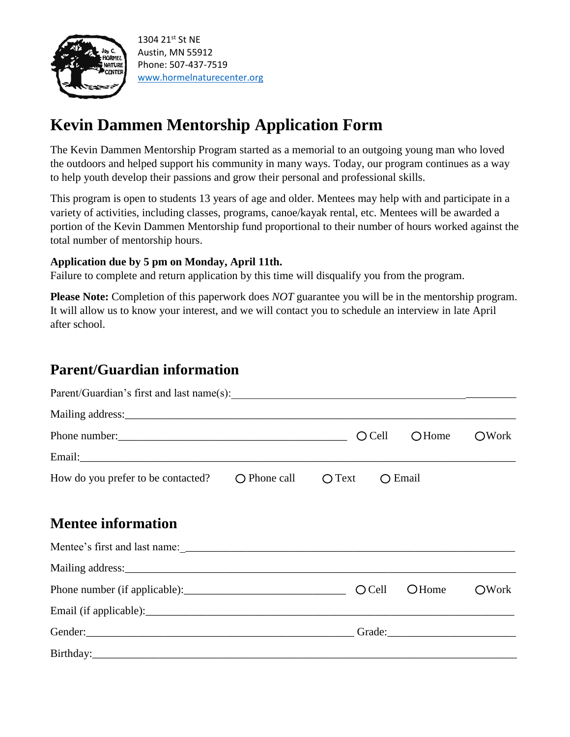1304 21st St NE
Austin, MN 55912
Phone: 507-437-7519
www.hormelnaturecenter.org

# Kevin Dammen Mentorship Application Form

The Kevin Dammen Mentorship Program started as a memorial to an outgoing young man who loved the outdoors and helped support his community in many ways. Today, our program continues as a way to help youth develop their passions and grow their personal and professional skills.

This program is open to students 13 years of age and older. Mentees may help with and participate in a variety of activities, including classes, programs, canoe/kayak rental, etc. Mentees will be awarded a portion of the Kevin Dammen Mentorship fund proportional to their number of hours worked against the total number of mentorship hours.

**Application due by 5 pm on Monday, April 11th.**
Failure to complete and return application by this time will disqualify you from the program.

**Please Note:** Completion of this paperwork does *NOT* guarantee you will be in the mentorship program. It will allow us to know your interest, and we will contact you to schedule an interview in late April after school.

## Parent/Guardian information

Parent/Guardian's first and last name(s):______________________________________________________

Mailing address:______________________________________________________________

Phone number:_________________________________________ ○ Cell ○ Home ○ Work

Email:_______________________________________________________________________

How do you prefer to be contacted? ○ Phone call ○ Text ○ Email

## Mentee information

Mentee's first and last name:______________________________________________________

Mailing address:______________________________________________________________

Phone number (if applicable):_____________________________ ○ Cell ○ Home ○ Work

Email (if applicable):_______________________________________________________________

Gender:_________________________________________________ Grade:______________________

Birthday:_____________________________________________________________________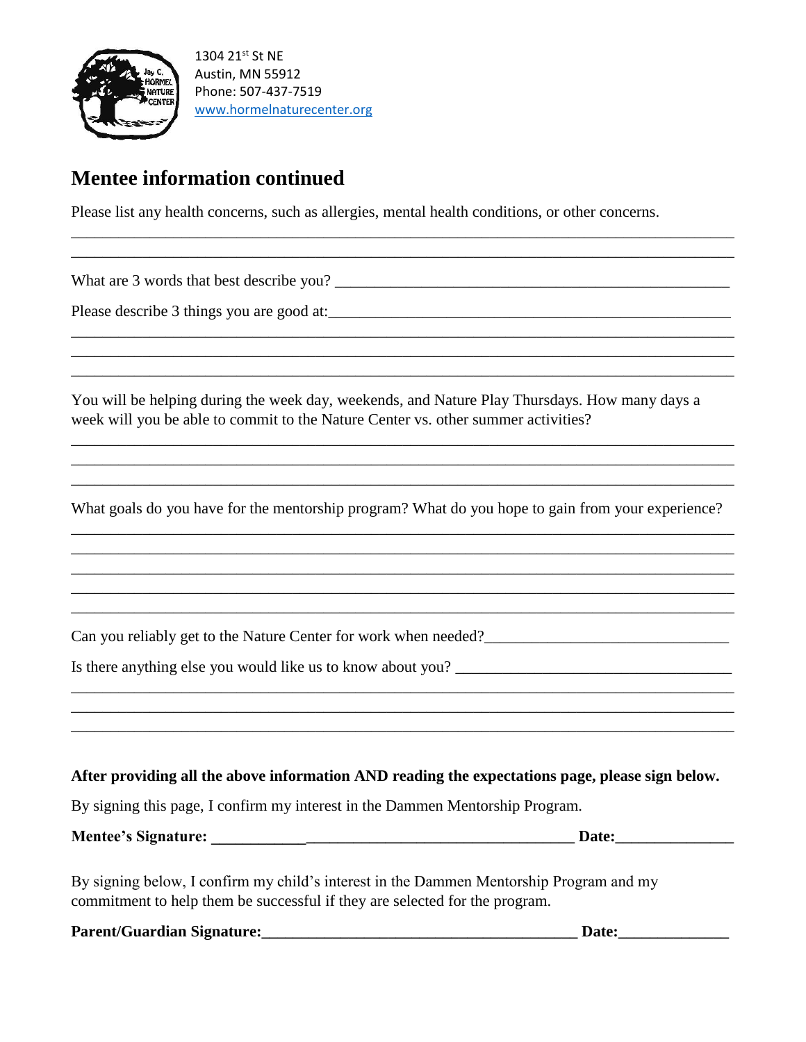1304 21st St NE
Austin, MN 55912
Phone: 507-437-7519
www.hormelnaturecenter.org

## Mentee information continued

Please list any health concerns, such as allergies, mental health conditions, or other concerns.

______________________________________________________________________________

______________________________________________________________________________

What are 3 words that best describe you? ____________________________________________

Please describe 3 things you are good at:_____________________________________________

______________________________________________________________________________

______________________________________________________________________________

______________________________________________________________________________

You will be helping during the week day, weekends, and Nature Play Thursdays. How many days a week will you be able to commit to the Nature Center vs. other summer activities?

______________________________________________________________________________

______________________________________________________________________________

______________________________________________________________________________

What goals do you have for the mentorship program? What do you hope to gain from your experience?

______________________________________________________________________________

______________________________________________________________________________

______________________________________________________________________________

______________________________________________________________________________

______________________________________________________________________________

Can you reliably get to the Nature Center for work when needed?_____________________________

Is there anything else you would like us to know about you? __________________________________

______________________________________________________________________________

______________________________________________________________________________

______________________________________________________________________________

**After providing all the above information AND reading the expectations page, please sign below.**

By signing this page, I confirm my interest in the Dammen Mentorship Program.

**Mentee's Signature: ________________________________________________ Date:_______________**

By signing below, I confirm my child's interest in the Dammen Mentorship Program and my commitment to help them be successful if they are selected for the program.

**Parent/Guardian Signature:________________________________________ Date:______________**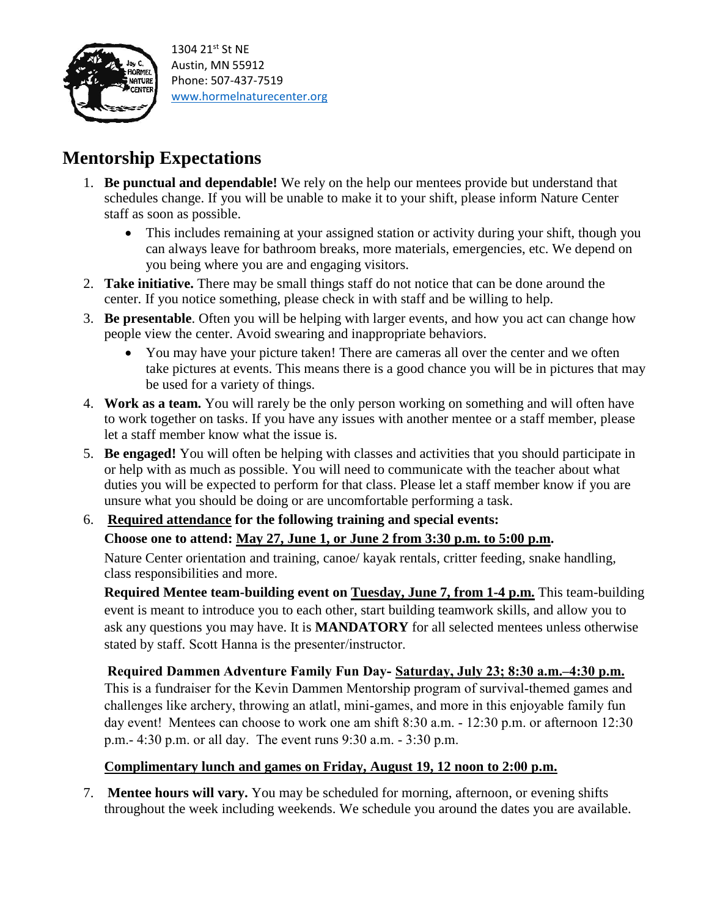1304 21st St NE
Austin, MN 55912
Phone: 507-437-7519
www.hormelnaturecenter.org

## Mentorship Expectations

1. **Be punctual and dependable!** We rely on the help our mentees provide but understand that schedules change. If you will be unable to make it to your shift, please inform Nature Center staff as soon as possible.
   - This includes remaining at your assigned station or activity during your shift, though you can always leave for bathroom breaks, more materials, emergencies, etc. We depend on you being where you are and engaging visitors.
2. **Take initiative.** There may be small things staff do not notice that can be done around the center. If you notice something, please check in with staff and be willing to help.
3. **Be presentable**. Often you will be helping with larger events, and how you act can change how people view the center. Avoid swearing and inappropriate behaviors.
   - You may have your picture taken! There are cameras all over the center and we often take pictures at events. This means there is a good chance you will be in pictures that may be used for a variety of things.
4. **Work as a team.** You will rarely be the only person working on something and will often have to work together on tasks. If you have any issues with another mentee or a staff member, please let a staff member know what the issue is.
5. **Be engaged!** You will often be helping with classes and activities that you should participate in or help with as much as possible. You will need to communicate with the teacher about what duties you will be expected to perform for that class. Please let a staff member know if you are unsure what you should be doing or are uncomfortable performing a task.
6. **Required attendance for the following training and special events:**

   **Choose one to attend: May 27, June 1, or June 2 from 3:30 p.m. to 5:00 p.m.**

   Nature Center orientation and training, canoe/ kayak rentals, critter feeding, snake handling, class responsibilities and more.

   **Required Mentee team-building event on Tuesday, June 7, from 1-4 p.m.** This team-building event is meant to introduce you to each other, start building teamwork skills, and allow you to ask any questions you may have. It is **MANDATORY** for all selected mentees unless otherwise stated by staff. Scott Hanna is the presenter/instructor.

   **Required Dammen Adventure Family Fun Day- Saturday, July 23; 8:30 a.m.–4:30 p.m.** This is a fundraiser for the Kevin Dammen Mentorship program of survival-themed games and challenges like archery, throwing an atlatl, mini-games, and more in this enjoyable family fun day event! Mentees can choose to work one am shift 8:30 a.m. - 12:30 p.m. or afternoon 12:30 p.m.- 4:30 p.m. or all day. The event runs 9:30 a.m. - 3:30 p.m.

   **Complimentary lunch and games on Friday, August 19, 12 noon to 2:00 p.m.**

7. **Mentee hours will vary.** You may be scheduled for morning, afternoon, or evening shifts throughout the week including weekends. We schedule you around the dates you are available.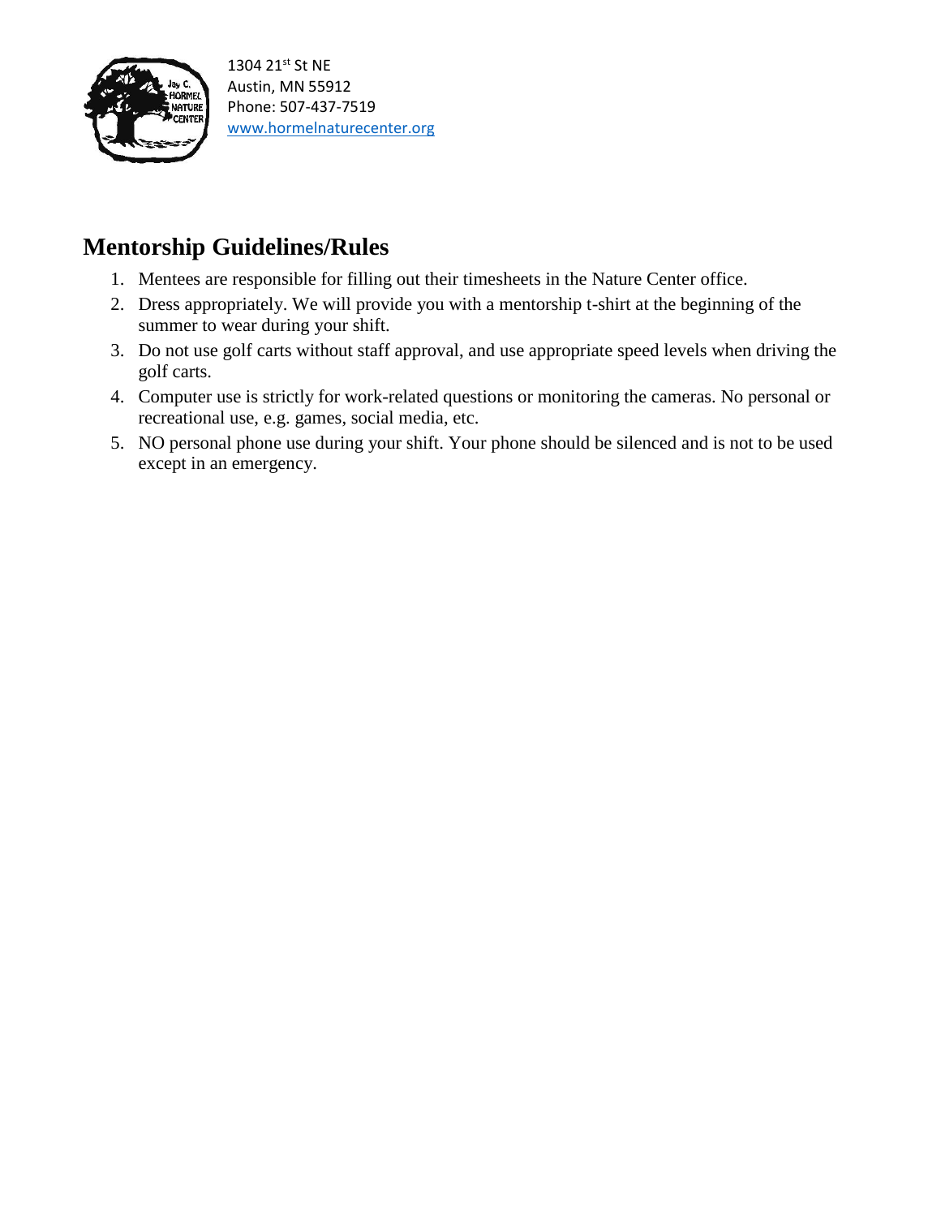1304 21st St NE
Austin, MN 55912
Phone: 507-437-7519
www.hormelnaturecenter.org

## Mentorship Guidelines/Rules

1. Mentees are responsible for filling out their timesheets in the Nature Center office.
2. Dress appropriately. We will provide you with a mentorship t-shirt at the beginning of the summer to wear during your shift.
3. Do not use golf carts without staff approval, and use appropriate speed levels when driving the golf carts.
4. Computer use is strictly for work-related questions or monitoring the cameras. No personal or recreational use, e.g. games, social media, etc.
5. NO personal phone use during your shift. Your phone should be silenced and is not to be used except in an emergency.